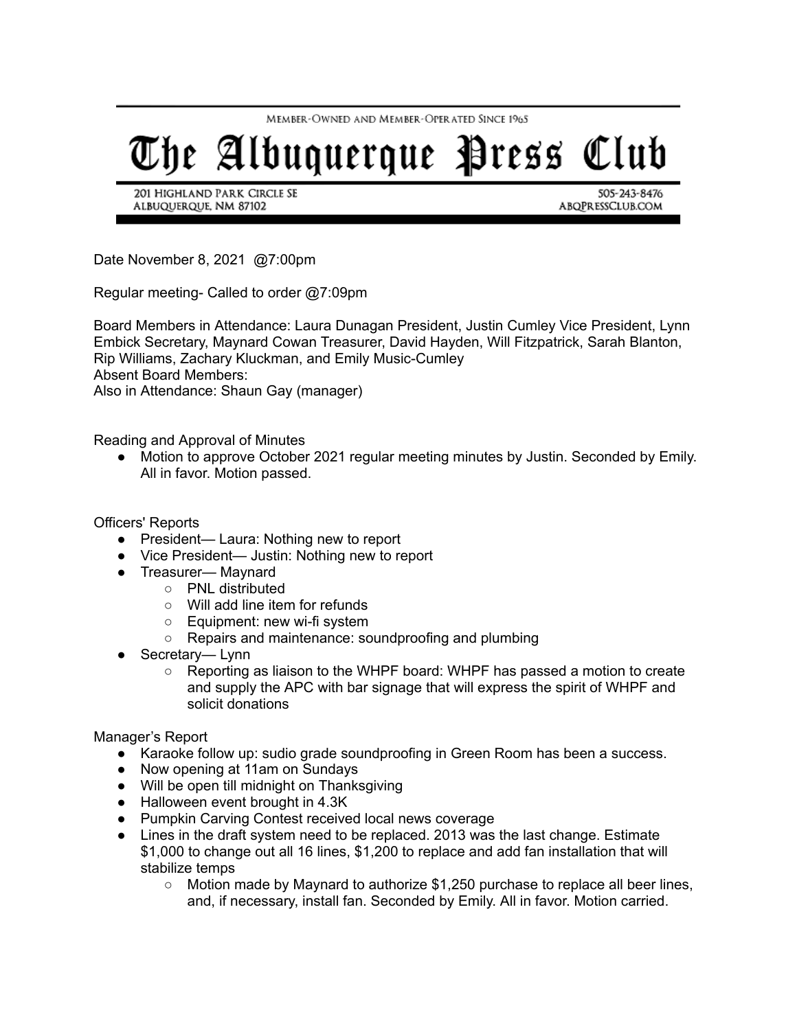Member-Owned and Member-Operated Since 1965

# The Albuquerque Press Club

201 Highland Park Circle SE
Albuquerque, NM 87102

505-243-8476
ABQPressClub.com

Date November 8, 2021 @7:00pm

Regular meeting- Called to order @7:09pm

Board Members in Attendance: Laura Dunagan President, Justin Cumley Vice President, Lynn Embick Secretary, Maynard Cowan Treasurer, David Hayden, Will Fitzpatrick, Sarah Blanton, Rip Williams, Zachary Kluckman, and Emily Music-Cumley
Absent Board Members:
Also in Attendance: Shaun Gay (manager)

Reading and Approval of Minutes

- Motion to approve October 2021 regular meeting minutes by Justin. Seconded by Emily. All in favor. Motion passed.

Officers' Reports

- President— Laura: Nothing new to report
- Vice President— Justin: Nothing new to report
- Treasurer— Maynard
  - PNL distributed
  - Will add line item for refunds
  - Equipment: new wi-fi system
  - Repairs and maintenance: soundproofing and plumbing
- Secretary— Lynn
  - Reporting as liaison to the WHPF board: WHPF has passed a motion to create and supply the APC with bar signage that will express the spirit of WHPF and solicit donations

Manager's Report

- Karaoke follow up: sudio grade soundproofing in Green Room has been a success.
- Now opening at 11am on Sundays
- Will be open till midnight on Thanksgiving
- Halloween event brought in 4.3K
- Pumpkin Carving Contest received local news coverage
- Lines in the draft system need to be replaced. 2013 was the last change. Estimate $1,000 to change out all 16 lines, $1,200 to replace and add fan installation that will stabilize temps
  - Motion made by Maynard to authorize $1,250 purchase to replace all beer lines, and, if necessary, install fan. Seconded by Emily. All in favor. Motion carried.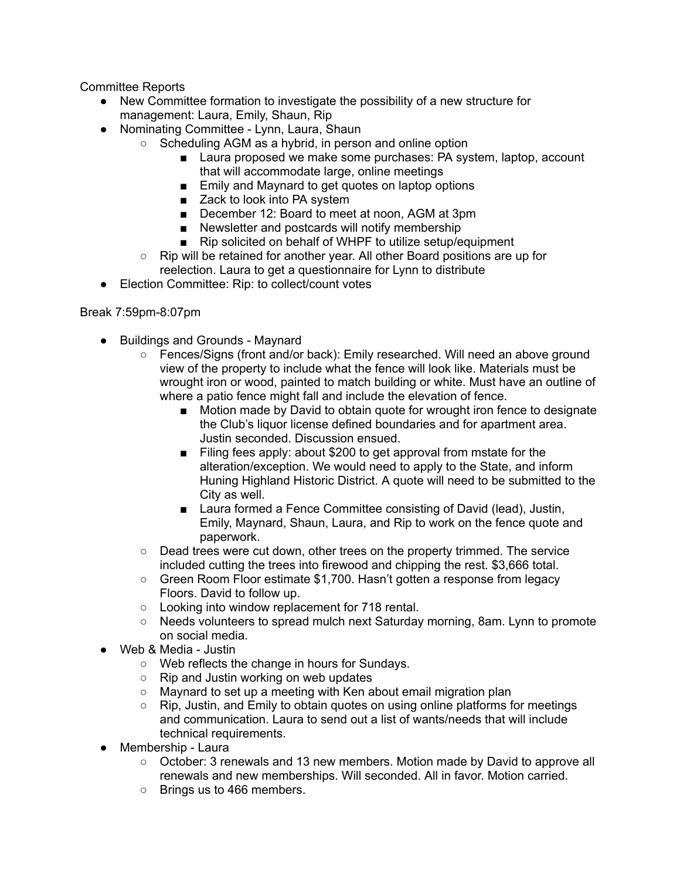Committee Reports

- New Committee formation to investigate the possibility of a new structure for management: Laura, Emily, Shaun, Rip
- Nominating Committee - Lynn, Laura, Shaun
    - Scheduling AGM as a hybrid, in person and online option
        - Laura proposed we make some purchases: PA system, laptop, account that will accommodate large, online meetings
        - Emily and Maynard to get quotes on laptop options
        - Zack to look into PA system
        - December 12: Board to meet at noon, AGM at 3pm
        - Newsletter and postcards will notify membership
        - Rip solicited on behalf of WHPF to utilize setup/equipment
    - Rip will be retained for another year. All other Board positions are up for reelection. Laura to get a questionnaire for Lynn to distribute
- Election Committee: Rip: to collect/count votes

Break 7:59pm-8:07pm

- Buildings and Grounds - Maynard
    - Fences/Signs (front and/or back): Emily researched. Will need an above ground view of the property to include what the fence will look like. Materials must be wrought iron or wood, painted to match building or white. Must have an outline of where a patio fence might fall and include the elevation of fence.
        - Motion made by David to obtain quote for wrought iron fence to designate the Club's liquor license defined boundaries and for apartment area. Justin seconded. Discussion ensued.
        - Filing fees apply: about $200 to get approval from mstate for the alteration/exception. We would need to apply to the State, and inform Huning Highland Historic District. A quote will need to be submitted to the City as well.
        - Laura formed a Fence Committee consisting of David (lead), Justin, Emily, Maynard, Shaun, Laura, and Rip to work on the fence quote and paperwork.
    - Dead trees were cut down, other trees on the property trimmed. The service included cutting the trees into firewood and chipping the rest. $3,666 total.
    - Green Room Floor estimate $1,700. Hasn't gotten a response from legacy Floors. David to follow up.
    - Looking into window replacement for 718 rental.
    - Needs volunteers to spread mulch next Saturday morning, 8am. Lynn to promote on social media.
- Web & Media - Justin
    - Web reflects the change in hours for Sundays.
    - Rip and Justin working on web updates
    - Maynard to set up a meeting with Ken about email migration plan
    - Rip, Justin, and Emily to obtain quotes on using online platforms for meetings and communication. Laura to send out a list of wants/needs that will include technical requirements.
- Membership - Laura
    - October: 3 renewals and 13 new members. Motion made by David to approve all renewals and new memberships. Will seconded. All in favor. Motion carried.
    - Brings us to 466 members.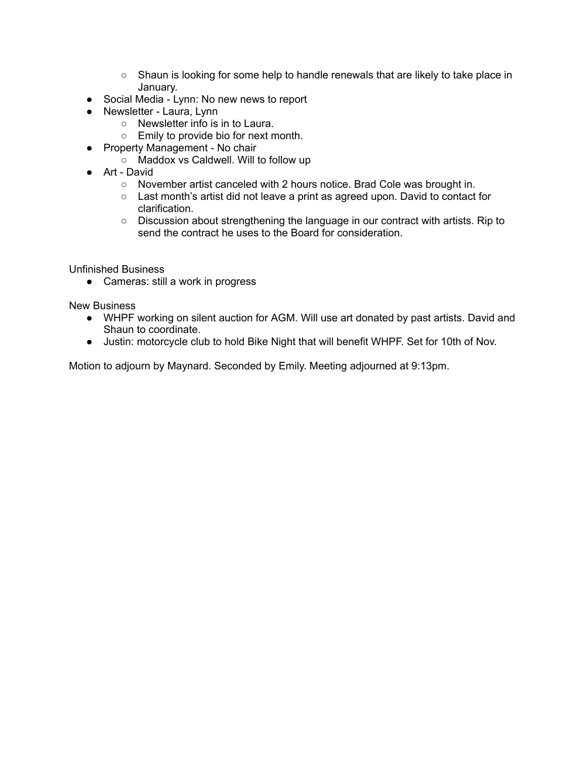- Shaun is looking for some help to handle renewals that are likely to take place in January.
- Social Media - Lynn: No new news to report
- Newsletter - Laura, Lynn
    - Newsletter info is in to Laura.
    - Emily to provide bio for next month.
- Property Management - No chair
    - Maddox vs Caldwell. Will to follow up
- Art - David
    - November artist canceled with 2 hours notice. Brad Cole was brought in.
    - Last month's artist did not leave a print as agreed upon. David to contact for clarification.
    - Discussion about strengthening the language in our contract with artists. Rip to send the contract he uses to the Board for consideration.

Unfinished Business

- Cameras: still a work in progress

New Business

- WHPF working on silent auction for AGM. Will use art donated by past artists. David and Shaun to coordinate.
- Justin: motorcycle club to hold Bike Night that will benefit WHPF. Set for 10th of Nov.

Motion to adjourn by Maynard. Seconded by Emily. Meeting adjourned at 9:13pm.